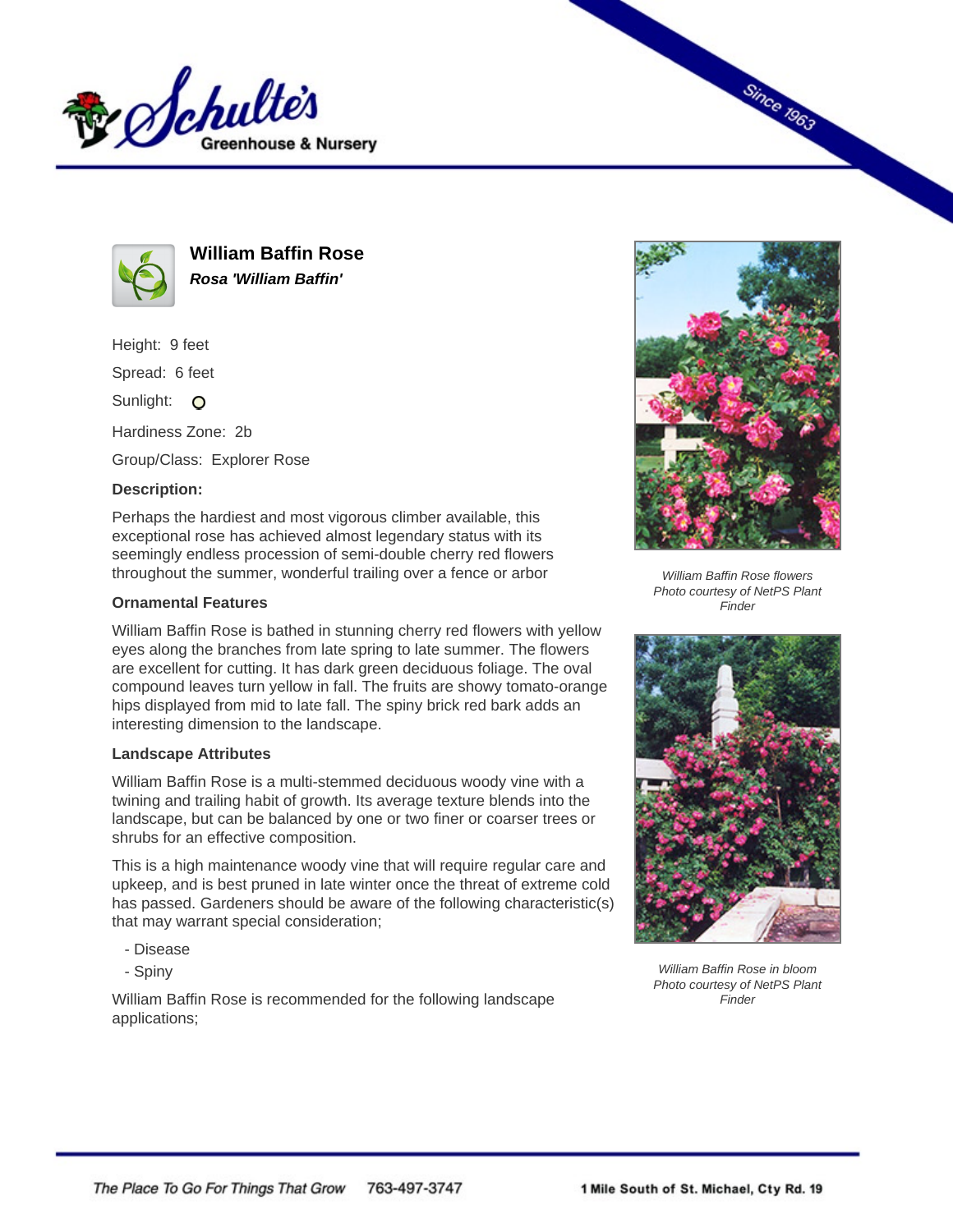# William Baffin Rose

***Rosa 'William Baffin'***

Height: 9 feet

Spread: 6 feet

Sunlight: ○

Hardiness Zone: 2b

Group/Class: Explorer Rose

**Description:**

Perhaps the hardiest and most vigorous climber available, this exceptional rose has achieved almost legendary status with its seemingly endless procession of semi-double cherry red flowers throughout the summer, wonderful trailing over a fence or arbor

**Ornamental Features**

William Baffin Rose is bathed in stunning cherry red flowers with yellow eyes along the branches from late spring to late summer. The flowers are excellent for cutting. It has dark green deciduous foliage. The oval compound leaves turn yellow in fall. The fruits are showy tomato-orange hips displayed from mid to late fall. The spiny brick red bark adds an interesting dimension to the landscape.

**Landscape Attributes**

William Baffin Rose is a multi-stemmed deciduous woody vine with a twining and trailing habit of growth. Its average texture blends into the landscape, but can be balanced by one or two finer or coarser trees or shrubs for an effective composition.

This is a high maintenance woody vine that will require regular care and upkeep, and is best pruned in late winter once the threat of extreme cold has passed. Gardeners should be aware of the following characteristic(s) that may warrant special consideration;

- Disease
- Spiny

William Baffin Rose is recommended for the following landscape applications;

*William Baffin Rose flowers*
*Photo courtesy of NetPS Plant Finder*

*William Baffin Rose in bloom*
*Photo courtesy of NetPS Plant Finder*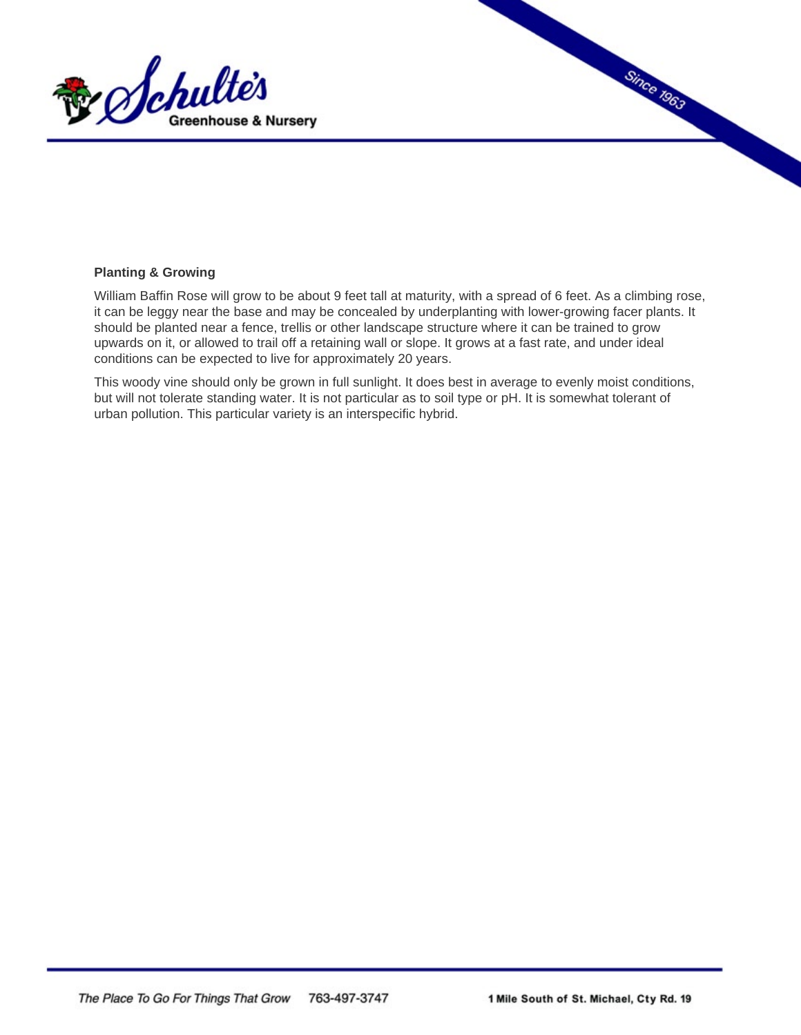**Planting & Growing**

William Baffin Rose will grow to be about 9 feet tall at maturity, with a spread of 6 feet. As a climbing rose, it can be leggy near the base and may be concealed by underplanting with lower-growing facer plants. It should be planted near a fence, trellis or other landscape structure where it can be trained to grow upwards on it, or allowed to trail off a retaining wall or slope. It grows at a fast rate, and under ideal conditions can be expected to live for approximately 20 years.

This woody vine should only be grown in full sunlight. It does best in average to evenly moist conditions, but will not tolerate standing water. It is not particular as to soil type or pH. It is somewhat tolerant of urban pollution. This particular variety is an interspecific hybrid.